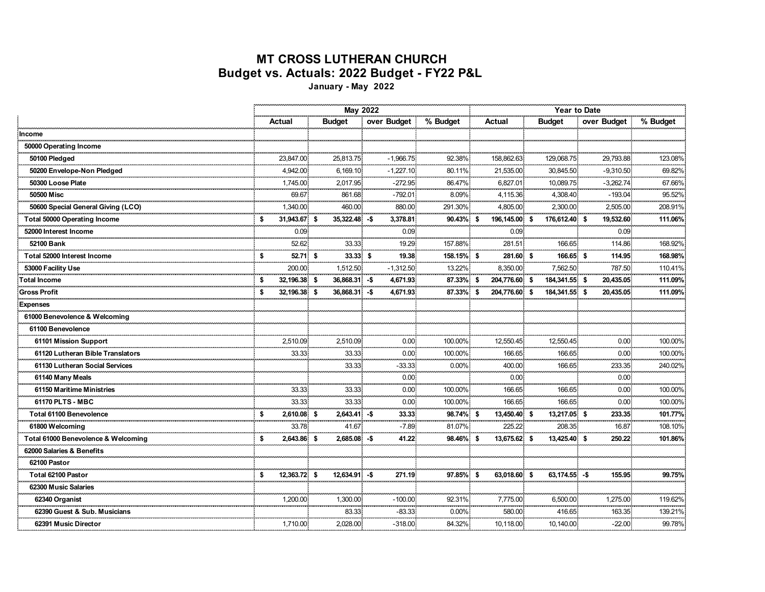# MT CROSS LUTHERAN CHURCH

## Budget vs. Actuals: 2022 Budget - FY22 P&L

**January - May 2022**

| | May 2022 | | | | Year to Date | | | |
|---|---|---|---|---|---|---|---|---|
| | Actual | Budget | over Budget | % Budget | Actual | Budget | over Budget | % Budget |
| Income | | | | | | | | |
| 50000 Operating Income | | | | | | | | |
| 50100 Pledged | 23,847.00 | 25,813.75 | -1,966.75 | 92.38% | 158,862.63 | 129,068.75 | 29,793.88 | 123.08% |
| 50200 Envelope-Non Pledged | 4,942.00 | 6,169.10 | -1,227.10 | 80.11% | 21,535.00 | 30,845.50 | -9,310.50 | 69.82% |
| 50300 Loose Plate | 1,745.00 | 2,017.95 | -272.95 | 86.47% | 6,827.01 | 10,089.75 | -3,262.74 | 67.66% |
| 50500 Misc | 69.67 | 861.68 | -792.01 | 8.09% | 4,115.36 | 4,308.40 | -193.04 | 95.52% |
| 50600 Special General Giving (LCO) | 1,340.00 | 460.00 | 880.00 | 291.30% | 4,805.00 | 2,300.00 | 2,505.00 | 208.91% |
| **Total 50000 Operating Income** | **$ 31,943.67** | **$ 35,322.48** | **-$ 3,378.81** | **90.43%** | **$ 196,145.00** | **$ 176,612.40** | **$ 19,532.60** | **111.06%** |
| 52000 Interest Income | 0.09 | | 0.09 | | 0.09 | | 0.09 | |
| 52100 Bank | 52.62 | 33.33 | 19.29 | 157.88% | 281.51 | 166.65 | 114.86 | 168.92% |
| **Total 52000 Interest Income** | **$ 52.71** | **$ 33.33** | **$ 19.38** | **158.15%** | **$ 281.60** | **$ 166.65** | **$ 114.95** | **168.98%** |
| 53000 Facility Use | 200.00 | 1,512.50 | -1,312.50 | 13.22% | 8,350.00 | 7,562.50 | 787.50 | 110.41% |
| **Total Income** | **$ 32,196.38** | **$ 36,868.31** | **-$ 4,671.93** | **87.33%** | **$ 204,776.60** | **$ 184,341.55** | **$ 20,435.05** | **111.09%** |
| **Gross Profit** | **$ 32,196.38** | **$ 36,868.31** | **-$ 4,671.93** | **87.33%** | **$ 204,776.60** | **$ 184,341.55** | **$ 20,435.05** | **111.09%** |
| Expenses | | | | | | | | |
| 61000 Benevolence & Welcoming | | | | | | | | |
| 61100 Benevolence | | | | | | | | |
| 61101 Mission Support | 2,510.09 | 2,510.09 | 0.00 | 100.00% | 12,550.45 | 12,550.45 | 0.00 | 100.00% |
| 61120 Lutheran Bible Translators | 33.33 | 33.33 | 0.00 | 100.00% | 166.65 | 166.65 | 0.00 | 100.00% |
| 61130 Lutheran Social Services | | 33.33 | -33.33 | 0.00% | 400.00 | 166.65 | 233.35 | 240.02% |
| 61140 Many Meals | | | 0.00 | | 0.00 | | 0.00 | |
| 61150 Maritime Ministries | 33.33 | 33.33 | 0.00 | 100.00% | 166.65 | 166.65 | 0.00 | 100.00% |
| 61170 PLTS - MBC | 33.33 | 33.33 | 0.00 | 100.00% | 166.65 | 166.65 | 0.00 | 100.00% |
| **Total 61100 Benevolence** | **$ 2,610.08** | **$ 2,643.41** | **-$ 33.33** | **98.74%** | **$ 13,450.40** | **$ 13,217.05** | **$ 233.35** | **101.77%** |
| 61800 Welcoming | 33.78 | 41.67 | -7.89 | 81.07% | 225.22 | 208.35 | 16.87 | 108.10% |
| **Total 61000 Benevolence & Welcoming** | **$ 2,643.86** | **$ 2,685.08** | **-$ 41.22** | **98.46%** | **$ 13,675.62** | **$ 13,425.40** | **$ 250.22** | **101.86%** |
| 62000 Salaries & Benefits | | | | | | | | |
| 62100 Pastor | | | | | | | | |
| **Total 62100 Pastor** | **$ 12,363.72** | **$ 12,634.91** | **-$ 271.19** | **97.85%** | **$ 63,018.60** | **$ 63,174.55** | **-$ 155.95** | **99.75%** |
| 62300 Music Salaries | | | | | | | | |
| 62340 Organist | 1,200.00 | 1,300.00 | -100.00 | 92.31% | 7,775.00 | 6,500.00 | 1,275.00 | 119.62% |
| 62390 Guest & Sub. Musicians | | 83.33 | -83.33 | 0.00% | 580.00 | 416.65 | 163.35 | 139.21% |
| 62391 Music Director | 1,710.00 | 2,028.00 | -318.00 | 84.32% | 10,118.00 | 10,140.00 | -22.00 | 99.78% |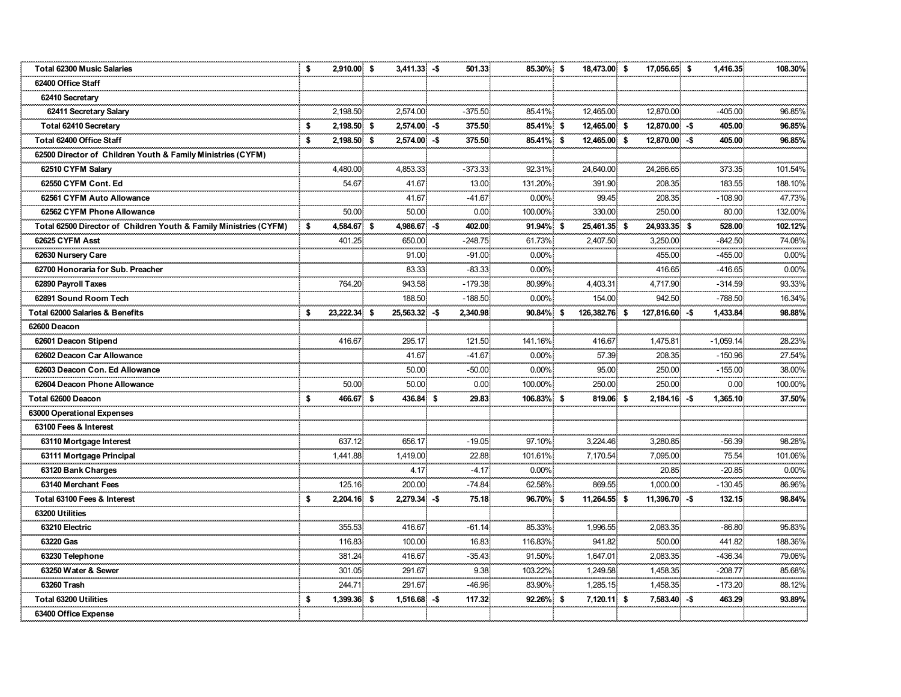| | | | | | | | | |
|---|---|---|---|---|---|---|---|---|
| **Total 62300 Music Salaries** | **$ 2,910.00** | **$ 3,411.33** | **-$ 501.33** | **85.30%** | **$ 18,473.00** | **$ 17,056.65** | **$ 1,416.35** | **108.30%** |
| **62400 Office Staff** | | | | | | | | |
| **62410 Secretary** | | | | | | | | |
| **62411 Secretary Salary** | 2,198.50 | 2,574.00 | -375.50 | 85.41% | 12,465.00 | 12,870.00 | -405.00 | 96.85% |
| **Total 62410 Secretary** | **$ 2,198.50** | **$ 2,574.00** | **-$ 375.50** | **85.41%** | **$ 12,465.00** | **$ 12,870.00** | **-$ 405.00** | **96.85%** |
| **Total 62400 Office Staff** | **$ 2,198.50** | **$ 2,574.00** | **-$ 375.50** | **85.41%** | **$ 12,465.00** | **$ 12,870.00** | **-$ 405.00** | **96.85%** |
| **62500 Director of Children Youth & Family Ministries (CYFM)** | | | | | | | | |
| **62510 CYFM Salary** | 4,480.00 | 4,853.33 | -373.33 | 92.31% | 24,640.00 | 24,266.65 | 373.35 | 101.54% |
| **62550 CYFM Cont. Ed** | 54.67 | 41.67 | 13.00 | 131.20% | 391.90 | 208.35 | 183.55 | 188.10% |
| **62561 CYFM Auto Allowance** | | 41.67 | -41.67 | 0.00% | 99.45 | 208.35 | -108.90 | 47.73% |
| **62562 CYFM Phone Allowance** | 50.00 | 50.00 | 0.00 | 100.00% | 330.00 | 250.00 | 80.00 | 132.00% |
| **Total 62500 Director of Children Youth & Family Ministries (CYFM)** | **$ 4,584.67** | **$ 4,986.67** | **-$ 402.00** | **91.94%** | **$ 25,461.35** | **$ 24,933.35** | **$ 528.00** | **102.12%** |
| **62625 CYFM Asst** | 401.25 | 650.00 | -248.75 | 61.73% | 2,407.50 | 3,250.00 | -842.50 | 74.08% |
| **62630 Nursery Care** | | 91.00 | -91.00 | 0.00% | | 455.00 | -455.00 | 0.00% |
| **62700 Honoraria for Sub. Preacher** | | 83.33 | -83.33 | 0.00% | | 416.65 | -416.65 | 0.00% |
| **62890 Payroll Taxes** | 764.20 | 943.58 | -179.38 | 80.99% | 4,403.31 | 4,717.90 | -314.59 | 93.33% |
| **62891 Sound Room Tech** | | 188.50 | -188.50 | 0.00% | 154.00 | 942.50 | -788.50 | 16.34% |
| **Total 62000 Salaries & Benefits** | **$ 23,222.34** | **$ 25,563.32** | **-$ 2,340.98** | **90.84%** | **$ 126,382.76** | **$ 127,816.60** | **-$ 1,433.84** | **98.88%** |
| **62600 Deacon** | | | | | | | | |
| **62601 Deacon Stipend** | 416.67 | 295.17 | 121.50 | 141.16% | 416.67 | 1,475.81 | -1,059.14 | 28.23% |
| **62602 Deacon Car Allowance** | | 41.67 | -41.67 | 0.00% | 57.39 | 208.35 | -150.96 | 27.54% |
| **62603 Deacon Con. Ed Allowance** | | 50.00 | -50.00 | 0.00% | 95.00 | 250.00 | -155.00 | 38.00% |
| **62604 Deacon Phone Allowance** | 50.00 | 50.00 | 0.00 | 100.00% | 250.00 | 250.00 | 0.00 | 100.00% |
| **Total 62600 Deacon** | **$ 466.67** | **$ 436.84** | **$ 29.83** | **106.83%** | **$ 819.06** | **$ 2,184.16** | **-$ 1,365.10** | **37.50%** |
| **63000 Operational Expenses** | | | | | | | | |
| **63100 Fees & Interest** | | | | | | | | |
| **63110 Mortgage Interest** | 637.12 | 656.17 | -19.05 | 97.10% | 3,224.46 | 3,280.85 | -56.39 | 98.28% |
| **63111 Mortgage Principal** | 1,441.88 | 1,419.00 | 22.88 | 101.61% | 7,170.54 | 7,095.00 | 75.54 | 101.06% |
| **63120 Bank Charges** | | 4.17 | -4.17 | 0.00% | | 20.85 | -20.85 | 0.00% |
| **63140 Merchant Fees** | 125.16 | 200.00 | -74.84 | 62.58% | 869.55 | 1,000.00 | -130.45 | 86.96% |
| **Total 63100 Fees & Interest** | **$ 2,204.16** | **$ 2,279.34** | **-$ 75.18** | **96.70%** | **$ 11,264.55** | **$ 11,396.70** | **-$ 132.15** | **98.84%** |
| **63200 Utilities** | | | | | | | | |
| **63210 Electric** | 355.53 | 416.67 | -61.14 | 85.33% | 1,996.55 | 2,083.35 | -86.80 | 95.83% |
| **63220 Gas** | 116.83 | 100.00 | 16.83 | 116.83% | 941.82 | 500.00 | 441.82 | 188.36% |
| **63230 Telephone** | 381.24 | 416.67 | -35.43 | 91.50% | 1,647.01 | 2,083.35 | -436.34 | 79.06% |
| **63250 Water & Sewer** | 301.05 | 291.67 | 9.38 | 103.22% | 1,249.58 | 1,458.35 | -208.77 | 85.68% |
| **63260 Trash** | 244.71 | 291.67 | -46.96 | 83.90% | 1,285.15 | 1,458.35 | -173.20 | 88.12% |
| **Total 63200 Utilities** | **$ 1,399.36** | **$ 1,516.68** | **-$ 117.32** | **92.26%** | **$ 7,120.11** | **$ 7,583.40** | **-$ 463.29** | **93.89%** |
| **63400 Office Expense** | | | | | | | | |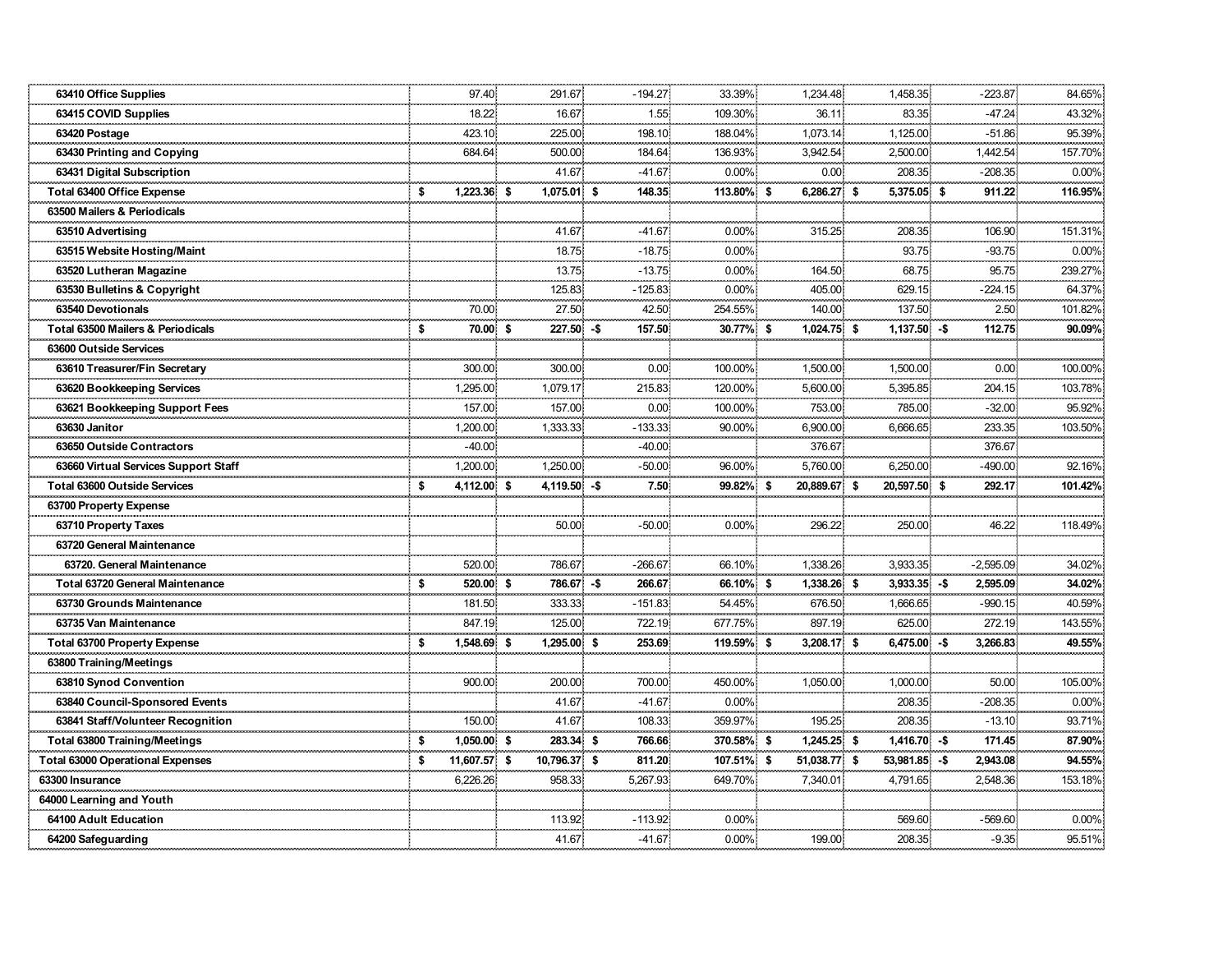| | | | | | | | | |
|---|---|---|---|---|---|---|---|---|
| 63410 Office Supplies | 97.40 | 291.67 | -194.27 | 33.39% | 1,234.48 | 1,458.35 | -223.87 | 84.65% |
| 63415 COVID Supplies | 18.22 | 16.67 | 1.55 | 109.30% | 36.11 | 83.35 | -47.24 | 43.32% |
| 63420 Postage | 423.10 | 225.00 | 198.10 | 188.04% | 1,073.14 | 1,125.00 | -51.86 | 95.39% |
| 63430 Printing and Copying | 684.64 | 500.00 | 184.64 | 136.93% | 3,942.54 | 2,500.00 | 1,442.54 | 157.70% |
| 63431 Digital Subscription | | 41.67 | -41.67 | 0.00% | 0.00 | 208.35 | -208.35 | 0.00% |
| **Total 63400 Office Expense** | **$ 1,223.36** | **$ 1,075.01** | **$ 148.35** | **113.80%** | **$ 6,286.27** | **$ 5,375.05** | **$ 911.22** | **116.95%** |
| **63500 Mailers & Periodicals** | | | | | | | | |
| 63510 Advertising | | 41.67 | -41.67 | 0.00% | 315.25 | 208.35 | 106.90 | 151.31% |
| 63515 Website Hosting/Maint | | 18.75 | -18.75 | 0.00% | | 93.75 | -93.75 | 0.00% |
| 63520 Lutheran Magazine | | 13.75 | -13.75 | 0.00% | 164.50 | 68.75 | 95.75 | 239.27% |
| 63530 Bulletins & Copyright | | 125.83 | -125.83 | 0.00% | 405.00 | 629.15 | -224.15 | 64.37% |
| 63540 Devotionals | 70.00 | 27.50 | 42.50 | 254.55% | 140.00 | 137.50 | 2.50 | 101.82% |
| **Total 63500 Mailers & Periodicals** | **$ 70.00** | **$ 227.50** | **-$ 157.50** | **30.77%** | **$ 1,024.75** | **$ 1,137.50** | **-$ 112.75** | **90.09%** |
| **63600 Outside Services** | | | | | | | | |
| 63610 Treasurer/Fin Secretary | 300.00 | 300.00 | 0.00 | 100.00% | 1,500.00 | 1,500.00 | 0.00 | 100.00% |
| 63620 Bookkeeping Services | 1,295.00 | 1,079.17 | 215.83 | 120.00% | 5,600.00 | 5,395.85 | 204.15 | 103.78% |
| 63621 Bookkeeping Support Fees | 157.00 | 157.00 | 0.00 | 100.00% | 753.00 | 785.00 | -32.00 | 95.92% |
| 63630 Janitor | 1,200.00 | 1,333.33 | -133.33 | 90.00% | 6,900.00 | 6,666.65 | 233.35 | 103.50% |
| 63650 Outside Contractors | -40.00 | | -40.00 | | 376.67 | | 376.67 | |
| 63660 Virtual Services Support Staff | 1,200.00 | 1,250.00 | -50.00 | 96.00% | 5,760.00 | 6,250.00 | -490.00 | 92.16% |
| **Total 63600 Outside Services** | **$ 4,112.00** | **$ 4,119.50** | **-$ 7.50** | **99.82%** | **$ 20,889.67** | **$ 20,597.50** | **$ 292.17** | **101.42%** |
| **63700 Property Expense** | | | | | | | | |
| 63710 Property Taxes | | 50.00 | -50.00 | 0.00% | 296.22 | 250.00 | 46.22 | 118.49% |
| 63720 General Maintenance | | | | | | | | |
| 63720. General Maintenance | 520.00 | 786.67 | -266.67 | 66.10% | 1,338.26 | 3,933.35 | -2,595.09 | 34.02% |
| **Total 63720 General Maintenance** | **$ 520.00** | **$ 786.67** | **-$ 266.67** | **66.10%** | **$ 1,338.26** | **$ 3,933.35** | **-$ 2,595.09** | **34.02%** |
| 63730 Grounds Maintenance | 181.50 | 333.33 | -151.83 | 54.45% | 676.50 | 1,666.65 | -990.15 | 40.59% |
| 63735 Van Maintenance | 847.19 | 125.00 | 722.19 | 677.75% | 897.19 | 625.00 | 272.19 | 143.55% |
| **Total 63700 Property Expense** | **$ 1,548.69** | **$ 1,295.00** | **$ 253.69** | **119.59%** | **$ 3,208.17** | **$ 6,475.00** | **-$ 3,266.83** | **49.55%** |
| **63800 Training/Meetings** | | | | | | | | |
| 63810 Synod Convention | 900.00 | 200.00 | 700.00 | 450.00% | 1,050.00 | 1,000.00 | 50.00 | 105.00% |
| 63840 Council-Sponsored Events | | 41.67 | -41.67 | 0.00% | | 208.35 | -208.35 | 0.00% |
| 63841 Staff/Volunteer Recognition | 150.00 | 41.67 | 108.33 | 359.97% | 195.25 | 208.35 | -13.10 | 93.71% |
| **Total 63800 Training/Meetings** | **$ 1,050.00** | **$ 283.34** | **$ 766.66** | **370.58%** | **$ 1,245.25** | **$ 1,416.70** | **-$ 171.45** | **87.90%** |
| **Total 63000 Operational Expenses** | **$ 11,607.57** | **$ 10,796.37** | **$ 811.20** | **107.51%** | **$ 51,038.77** | **$ 53,981.85** | **-$ 2,943.08** | **94.55%** |
| **63300 Insurance** | 6,226.26 | 958.33 | 5,267.93 | 649.70% | 7,340.01 | 4,791.65 | 2,548.36 | 153.18% |
| **64000 Learning and Youth** | | | | | | | | |
| 64100 Adult Education | | 113.92 | -113.92 | 0.00% | | 569.60 | -569.60 | 0.00% |
| 64200 Safeguarding | | 41.67 | -41.67 | 0.00% | 199.00 | 208.35 | -9.35 | 95.51% |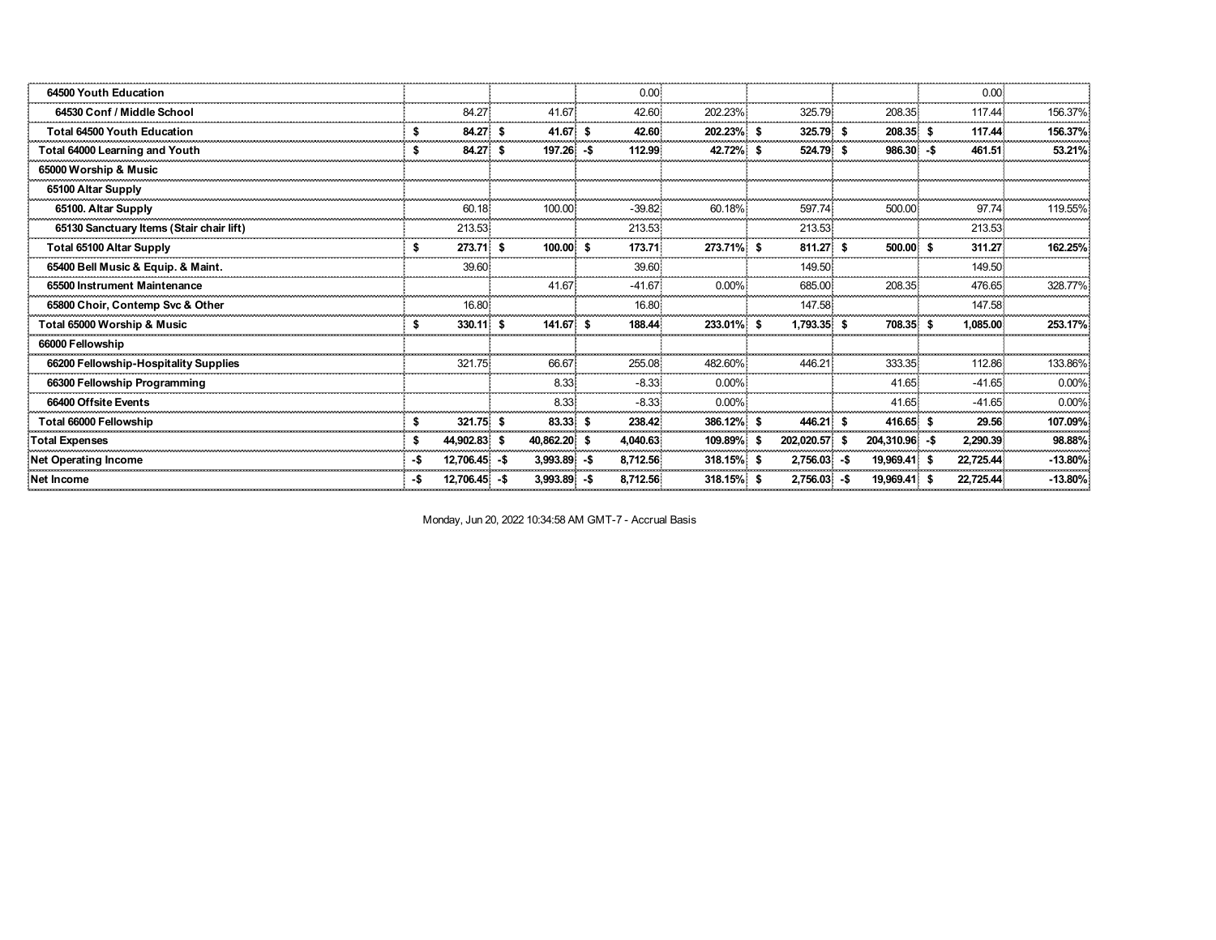| | | | | | | | | |
|---|---|---|---|---|---|---|---|---|
| 64500 Youth Education | | | 0.00 | | | | 0.00 | |
| 64530 Conf / Middle School | 84.27 | 41.67 | 42.60 | 202.23% | 325.79 | 208.35 | 117.44 | 156.37% |
| **Total 64500 Youth Education** | **$ 84.27** | **$ 41.67** | **$ 42.60** | **202.23%** | **$ 325.79** | **$ 208.35** | **$ 117.44** | **156.37%** |
| **Total 64000 Learning and Youth** | **$ 84.27** | **$ 197.26** | **-$ 112.99** | **42.72%** | **$ 524.79** | **$ 986.30** | **-$ 461.51** | **53.21%** |
| 65000 Worship & Music | | | | | | | | |
| 65100 Altar Supply | | | | | | | | |
| 65100. Altar Supply | 60.18 | 100.00 | -39.82 | 60.18% | 597.74 | 500.00 | 97.74 | 119.55% |
| 65130 Sanctuary Items (Stair chair lift) | 213.53 | | 213.53 | | 213.53 | | 213.53 | |
| **Total 65100 Altar Supply** | **$ 273.71** | **$ 100.00** | **$ 173.71** | **273.71%** | **$ 811.27** | **$ 500.00** | **$ 311.27** | **162.25%** |
| 65400 Bell Music & Equip. & Maint. | 39.60 | | 39.60 | | 149.50 | | 149.50 | |
| 65500 Instrument Maintenance | | 41.67 | -41.67 | 0.00% | 685.00 | 208.35 | 476.65 | 328.77% |
| 65800 Choir, Contemp Svc & Other | 16.80 | | 16.80 | | 147.58 | | 147.58 | |
| **Total 65000 Worship & Music** | **$ 330.11** | **$ 141.67** | **$ 188.44** | **233.01%** | **$ 1,793.35** | **$ 708.35** | **$ 1,085.00** | **253.17%** |
| 66000 Fellowship | | | | | | | | |
| 66200 Fellowship-Hospitality Supplies | 321.75 | 66.67 | 255.08 | 482.60% | 446.21 | 333.35 | 112.86 | 133.86% |
| 66300 Fellowship Programming | | 8.33 | -8.33 | 0.00% | | 41.65 | -41.65 | 0.00% |
| 66400 Offsite Events | | 8.33 | -8.33 | 0.00% | | 41.65 | -41.65 | 0.00% |
| **Total 66000 Fellowship** | **$ 321.75** | **$ 83.33** | **$ 238.42** | **386.12%** | **$ 446.21** | **$ 416.65** | **$ 29.56** | **107.09%** |
| **Total Expenses** | **$ 44,902.83** | **$ 40,862.20** | **$ 4,040.63** | **109.89%** | **$ 202,020.57** | **$ 204,310.96** | **-$ 2,290.39** | **98.88%** |
| **Net Operating Income** | **-$ 12,706.45** | **-$ 3,993.89** | **-$ 8,712.56** | **318.15%** | **$ 2,756.03** | **-$ 19,969.41** | **$ 22,725.44** | **-13.80%** |
| **Net Income** | **-$ 12,706.45** | **-$ 3,993.89** | **-$ 8,712.56** | **318.15%** | **$ 2,756.03** | **-$ 19,969.41** | **$ 22,725.44** | **-13.80%** |

Monday, Jun 20, 2022 10:34:58 AM GMT-7 - Accrual Basis